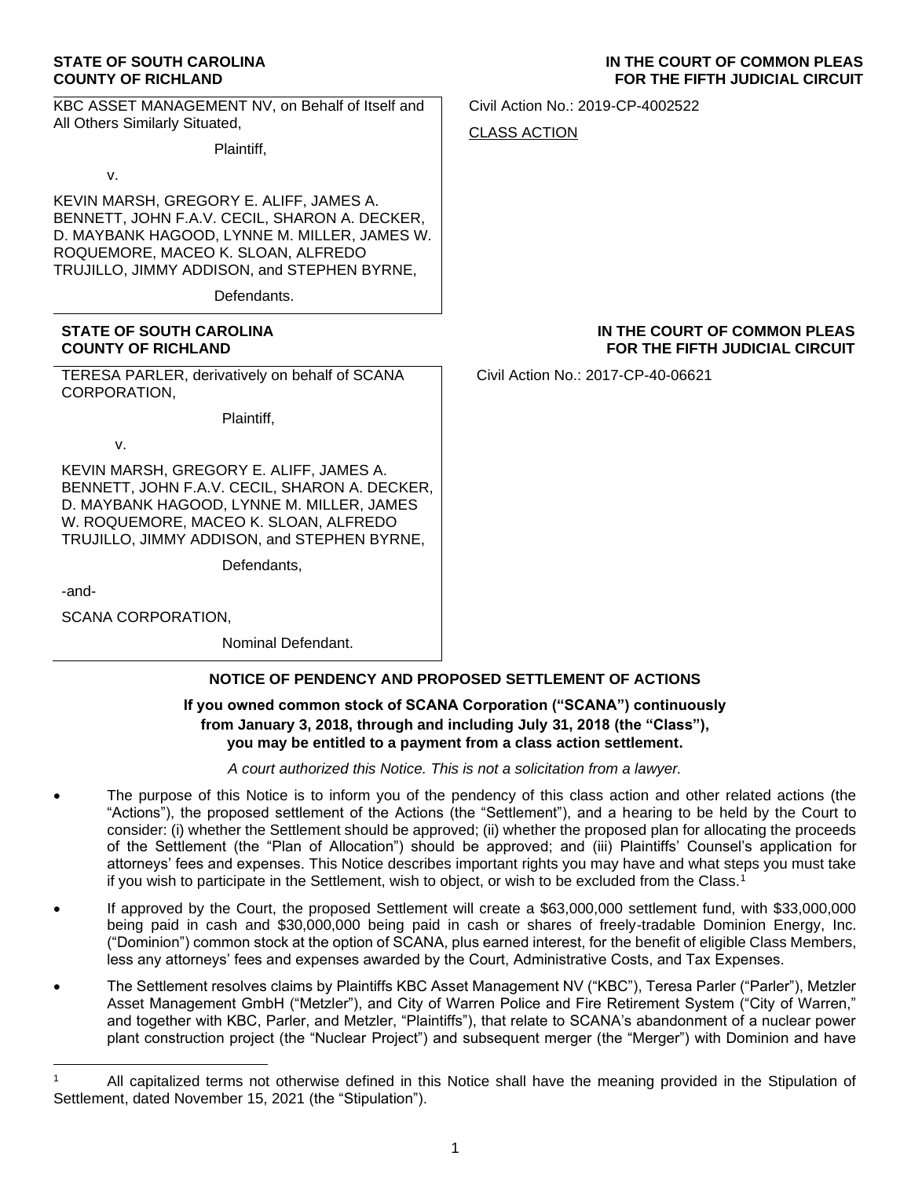**STATE OF SOUTH CAROLINA**
**COUNTY OF RICHLAND**

**IN THE COURT OF COMMON PLEAS**
**FOR THE FIFTH JUDICIAL CIRCUIT**

KBC ASSET MANAGEMENT NV, on Behalf of Itself and All Others Similarly Situated,

Plaintiff,

v.

KEVIN MARSH, GREGORY E. ALIFF, JAMES A. BENNETT, JOHN F.A.V. CECIL, SHARON A. DECKER, D. MAYBANK HAGOOD, LYNNE M. MILLER, JAMES W. ROQUEMORE, MACEO K. SLOAN, ALFREDO TRUJILLO, JIMMY ADDISON, and STEPHEN BYRNE,

Defendants.

Civil Action No.: 2019-CP-4002522

CLASS ACTION

**STATE OF SOUTH CAROLINA**
**COUNTY OF RICHLAND**

**IN THE COURT OF COMMON PLEAS**
**FOR THE FIFTH JUDICIAL CIRCUIT**

TERESA PARLER, derivatively on behalf of SCANA CORPORATION,

Plaintiff,

v.

KEVIN MARSH, GREGORY E. ALIFF, JAMES A. BENNETT, JOHN F.A.V. CECIL, SHARON A. DECKER, D. MAYBANK HAGOOD, LYNNE M. MILLER, JAMES W. ROQUEMORE, MACEO K. SLOAN, ALFREDO TRUJILLO, JIMMY ADDISON, and STEPHEN BYRNE,

Defendants,

-and-

SCANA CORPORATION,

Nominal Defendant.

Civil Action No.: 2017-CP-40-06621

## NOTICE OF PENDENCY AND PROPOSED SETTLEMENT OF ACTIONS

**If you owned common stock of SCANA Corporation ("SCANA") continuously from January 3, 2018, through and including July 31, 2018 (the "Class"), you may be entitled to a payment from a class action settlement.**

*A court authorized this Notice. This is not a solicitation from a lawyer.*

- The purpose of this Notice is to inform you of the pendency of this class action and other related actions (the "Actions"), the proposed settlement of the Actions (the "Settlement"), and a hearing to be held by the Court to consider: (i) whether the Settlement should be approved; (ii) whether the proposed plan for allocating the proceeds of the Settlement (the "Plan of Allocation") should be approved; and (iii) Plaintiffs' Counsel's application for attorneys' fees and expenses. This Notice describes important rights you may have and what steps you must take if you wish to participate in the Settlement, wish to object, or wish to be excluded from the Class.[1]
- If approved by the Court, the proposed Settlement will create a $63,000,000 settlement fund, with $33,000,000 being paid in cash and $30,000,000 being paid in cash or shares of freely-tradable Dominion Energy, Inc. ("Dominion") common stock at the option of SCANA, plus earned interest, for the benefit of eligible Class Members, less any attorneys' fees and expenses awarded by the Court, Administrative Costs, and Tax Expenses.
- The Settlement resolves claims by Plaintiffs KBC Asset Management NV ("KBC"), Teresa Parler ("Parler"), Metzler Asset Management GmbH ("Metzler"), and City of Warren Police and Fire Retirement System ("City of Warren," and together with KBC, Parler, and Metzler, "Plaintiffs"), that relate to SCANA's abandonment of a nuclear power plant construction project (the "Nuclear Project") and subsequent merger (the "Merger") with Dominion and have

[1] All capitalized terms not otherwise defined in this Notice shall have the meaning provided in the Stipulation of Settlement, dated November 15, 2021 (the "Stipulation").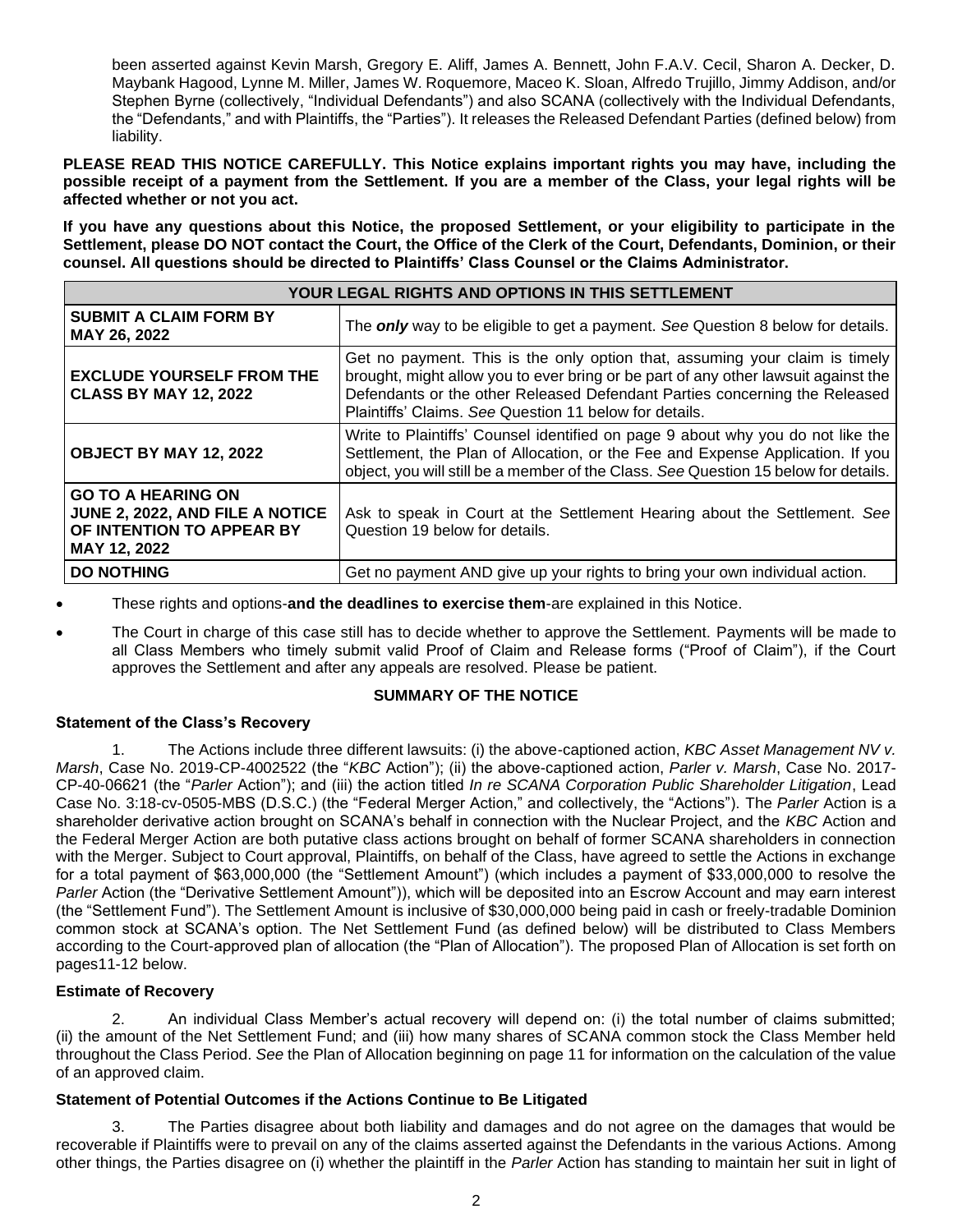been asserted against Kevin Marsh, Gregory E. Aliff, James A. Bennett, John F.A.V. Cecil, Sharon A. Decker, D. Maybank Hagood, Lynne M. Miller, James W. Roquemore, Maceo K. Sloan, Alfredo Trujillo, Jimmy Addison, and/or Stephen Byrne (collectively, "Individual Defendants") and also SCANA (collectively with the Individual Defendants, the "Defendants," and with Plaintiffs, the "Parties"). It releases the Released Defendant Parties (defined below) from liability.

**PLEASE READ THIS NOTICE CAREFULLY. This Notice explains important rights you may have, including the possible receipt of a payment from the Settlement. If you are a member of the Class, your legal rights will be affected whether or not you act.**

**If you have any questions about this Notice, the proposed Settlement, or your eligibility to participate in the Settlement, please DO NOT contact the Court, the Office of the Clerk of the Court, Defendants, Dominion, or their counsel. All questions should be directed to Plaintiffs' Class Counsel or the Claims Administrator.**

| YOUR LEGAL RIGHTS AND OPTIONS IN THIS SETTLEMENT | |
|---|---|
| **SUBMIT A CLAIM FORM BY MAY 26, 2022** | The ***only*** way to be eligible to get a payment. *See* Question 8 below for details. |
| **EXCLUDE YOURSELF FROM THE CLASS BY MAY 12, 2022** | Get no payment. This is the only option that, assuming your claim is timely brought, might allow you to ever bring or be part of any other lawsuit against the Defendants or the other Released Defendant Parties concerning the Released Plaintiffs' Claims. *See* Question 11 below for details. |
| **OBJECT BY MAY 12, 2022** | Write to Plaintiffs' Counsel identified on page 9 about why you do not like the Settlement, the Plan of Allocation, or the Fee and Expense Application. If you object, you will still be a member of the Class. *See* Question 15 below for details. |
| **GO TO A HEARING ON JUNE 2, 2022, AND FILE A NOTICE OF INTENTION TO APPEAR BY MAY 12, 2022** | Ask to speak in Court at the Settlement Hearing about the Settlement. *See* Question 19 below for details. |
| **DO NOTHING** | Get no payment AND give up your rights to bring your own individual action. |

- These rights and options-**and the deadlines to exercise them**-are explained in this Notice.
- The Court in charge of this case still has to decide whether to approve the Settlement. Payments will be made to all Class Members who timely submit valid Proof of Claim and Release forms ("Proof of Claim"), if the Court approves the Settlement and after any appeals are resolved. Please be patient.

## SUMMARY OF THE NOTICE

### Statement of the Class's Recovery

1. The Actions include three different lawsuits: (i) the above-captioned action, *KBC Asset Management NV v. Marsh*, Case No. 2019-CP-4002522 (the "*KBC* Action"); (ii) the above-captioned action, *Parler v. Marsh*, Case No. 2017-CP-40-06621 (the "*Parler* Action"); and (iii) the action titled *In re SCANA Corporation Public Shareholder Litigation*, Lead Case No. 3:18-cv-0505-MBS (D.S.C.) (the "Federal Merger Action," and collectively, the "Actions"). The *Parler* Action is a shareholder derivative action brought on SCANA's behalf in connection with the Nuclear Project, and the *KBC* Action and the Federal Merger Action are both putative class actions brought on behalf of former SCANA shareholders in connection with the Merger. Subject to Court approval, Plaintiffs, on behalf of the Class, have agreed to settle the Actions in exchange for a total payment of $63,000,000 (the "Settlement Amount") (which includes a payment of $33,000,000 to resolve the *Parler* Action (the "Derivative Settlement Amount")), which will be deposited into an Escrow Account and may earn interest (the "Settlement Fund"). The Settlement Amount is inclusive of $30,000,000 being paid in cash or freely-tradable Dominion common stock at SCANA's option. The Net Settlement Fund (as defined below) will be distributed to Class Members according to the Court-approved plan of allocation (the "Plan of Allocation"). The proposed Plan of Allocation is set forth on pages11-12 below.

### Estimate of Recovery

2. An individual Class Member's actual recovery will depend on: (i) the total number of claims submitted; (ii) the amount of the Net Settlement Fund; and (iii) how many shares of SCANA common stock the Class Member held throughout the Class Period. *See* the Plan of Allocation beginning on page 11 for information on the calculation of the value of an approved claim.

### Statement of Potential Outcomes if the Actions Continue to Be Litigated

3. The Parties disagree about both liability and damages and do not agree on the damages that would be recoverable if Plaintiffs were to prevail on any of the claims asserted against the Defendants in the various Actions. Among other things, the Parties disagree on (i) whether the plaintiff in the *Parler* Action has standing to maintain her suit in light of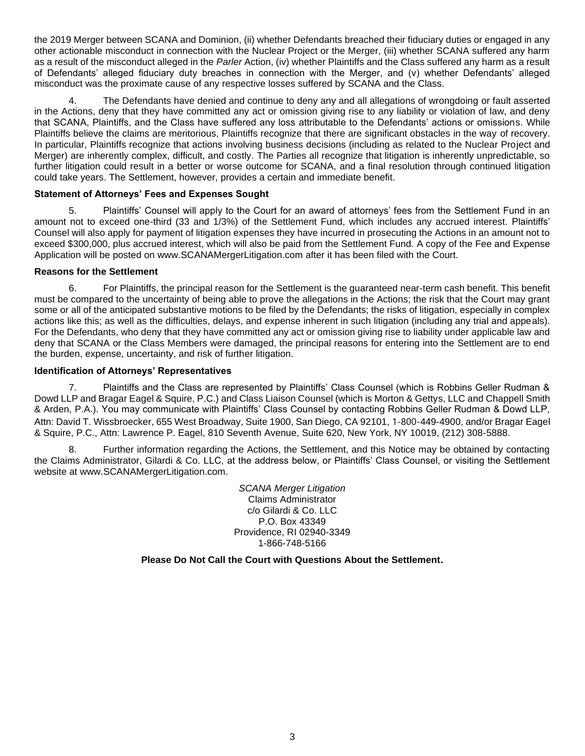the 2019 Merger between SCANA and Dominion, (ii) whether Defendants breached their fiduciary duties or engaged in any other actionable misconduct in connection with the Nuclear Project or the Merger, (iii) whether SCANA suffered any harm as a result of the misconduct alleged in the *Parler* Action, (iv) whether Plaintiffs and the Class suffered any harm as a result of Defendants' alleged fiduciary duty breaches in connection with the Merger, and (v) whether Defendants' alleged misconduct was the proximate cause of any respective losses suffered by SCANA and the Class.

4. The Defendants have denied and continue to deny any and all allegations of wrongdoing or fault asserted in the Actions, deny that they have committed any act or omission giving rise to any liability or violation of law, and deny that SCANA, Plaintiffs, and the Class have suffered any loss attributable to the Defendants' actions or omissions. While Plaintiffs believe the claims are meritorious, Plaintiffs recognize that there are significant obstacles in the way of recovery. In particular, Plaintiffs recognize that actions involving business decisions (including as related to the Nuclear Project and Merger) are inherently complex, difficult, and costly. The Parties all recognize that litigation is inherently unpredictable, so further litigation could result in a better or worse outcome for SCANA, and a final resolution through continued litigation could take years. The Settlement, however, provides a certain and immediate benefit.

**Statement of Attorneys' Fees and Expenses Sought**

5. Plaintiffs' Counsel will apply to the Court for an award of attorneys' fees from the Settlement Fund in an amount not to exceed one-third (33 and 1/3%) of the Settlement Fund, which includes any accrued interest. Plaintiffs' Counsel will also apply for payment of litigation expenses they have incurred in prosecuting the Actions in an amount not to exceed $300,000, plus accrued interest, which will also be paid from the Settlement Fund. A copy of the Fee and Expense Application will be posted on www.SCANAMergerLitigation.com after it has been filed with the Court.

**Reasons for the Settlement**

6. For Plaintiffs, the principal reason for the Settlement is the guaranteed near-term cash benefit. This benefit must be compared to the uncertainty of being able to prove the allegations in the Actions; the risk that the Court may grant some or all of the anticipated substantive motions to be filed by the Defendants; the risks of litigation, especially in complex actions like this; as well as the difficulties, delays, and expense inherent in such litigation (including any trial and appeals). For the Defendants, who deny that they have committed any act or omission giving rise to liability under applicable law and deny that SCANA or the Class Members were damaged, the principal reasons for entering into the Settlement are to end the burden, expense, uncertainty, and risk of further litigation.

**Identification of Attorneys' Representatives**

7. Plaintiffs and the Class are represented by Plaintiffs' Class Counsel (which is Robbins Geller Rudman & Dowd LLP and Bragar Eagel & Squire, P.C.) and Class Liaison Counsel (which is Morton & Gettys, LLC and Chappell Smith & Arden, P.A.). You may communicate with Plaintiffs' Class Counsel by contacting Robbins Geller Rudman & Dowd LLP, Attn: David T. Wissbroecker, 655 West Broadway, Suite 1900, San Diego, CA 92101, 1-800-449-4900, and/or Bragar Eagel & Squire, P.C., Attn: Lawrence P. Eagel, 810 Seventh Avenue, Suite 620, New York, NY 10019, (212) 308-5888.

8. Further information regarding the Actions, the Settlement, and this Notice may be obtained by contacting the Claims Administrator, Gilardi & Co. LLC, at the address below, or Plaintiffs' Class Counsel, or visiting the Settlement website at www.SCANAMergerLitigation.com.

*SCANA Merger Litigation*
Claims Administrator
c/o Gilardi & Co. LLC
P.O. Box 43349
Providence, RI 02940-3349
1-866-748-5166

**Please Do Not Call the Court with Questions About the Settlement.**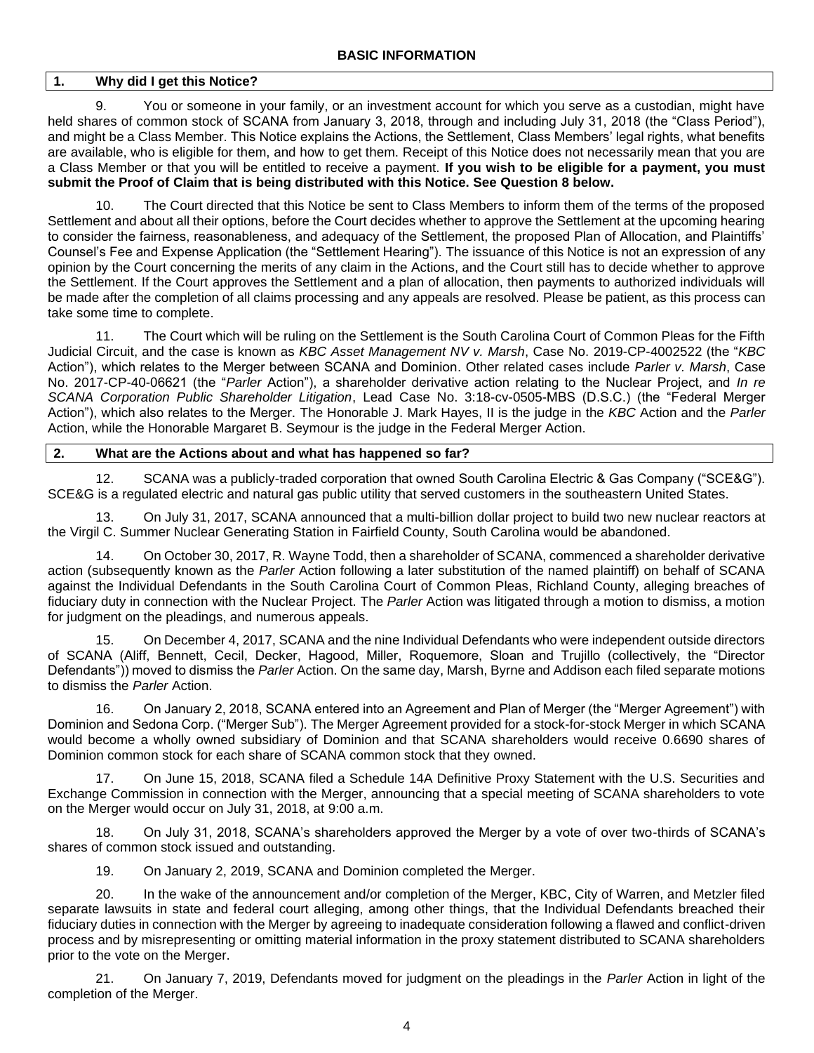## BASIC INFORMATION

### 1. Why did I get this Notice?

9. You or someone in your family, or an investment account for which you serve as a custodian, might have held shares of common stock of SCANA from January 3, 2018, through and including July 31, 2018 (the "Class Period"), and might be a Class Member. This Notice explains the Actions, the Settlement, Class Members' legal rights, what benefits are available, who is eligible for them, and how to get them. Receipt of this Notice does not necessarily mean that you are a Class Member or that you will be entitled to receive a payment. **If you wish to be eligible for a payment, you must submit the Proof of Claim that is being distributed with this Notice. See Question 8 below.**

10. The Court directed that this Notice be sent to Class Members to inform them of the terms of the proposed Settlement and about all their options, before the Court decides whether to approve the Settlement at the upcoming hearing to consider the fairness, reasonableness, and adequacy of the Settlement, the proposed Plan of Allocation, and Plaintiffs' Counsel's Fee and Expense Application (the "Settlement Hearing"). The issuance of this Notice is not an expression of any opinion by the Court concerning the merits of any claim in the Actions, and the Court still has to decide whether to approve the Settlement. If the Court approves the Settlement and a plan of allocation, then payments to authorized individuals will be made after the completion of all claims processing and any appeals are resolved. Please be patient, as this process can take some time to complete.

11. The Court which will be ruling on the Settlement is the South Carolina Court of Common Pleas for the Fifth Judicial Circuit, and the case is known as *KBC Asset Management NV v. Marsh*, Case No. 2019-CP-4002522 (the "*KBC* Action"), which relates to the Merger between SCANA and Dominion. Other related cases include *Parler v. Marsh*, Case No. 2017-CP-40-06621 (the "*Parler* Action"), a shareholder derivative action relating to the Nuclear Project, and *In re SCANA Corporation Public Shareholder Litigation*, Lead Case No. 3:18-cv-0505-MBS (D.S.C.) (the "Federal Merger Action"), which also relates to the Merger. The Honorable J. Mark Hayes, II is the judge in the *KBC* Action and the *Parler* Action, while the Honorable Margaret B. Seymour is the judge in the Federal Merger Action.

### 2. What are the Actions about and what has happened so far?

12. SCANA was a publicly-traded corporation that owned South Carolina Electric & Gas Company ("SCE&G"). SCE&G is a regulated electric and natural gas public utility that served customers in the southeastern United States.

13. On July 31, 2017, SCANA announced that a multi-billion dollar project to build two new nuclear reactors at the Virgil C. Summer Nuclear Generating Station in Fairfield County, South Carolina would be abandoned.

14. On October 30, 2017, R. Wayne Todd, then a shareholder of SCANA, commenced a shareholder derivative action (subsequently known as the *Parler* Action following a later substitution of the named plaintiff) on behalf of SCANA against the Individual Defendants in the South Carolina Court of Common Pleas, Richland County, alleging breaches of fiduciary duty in connection with the Nuclear Project. The *Parler* Action was litigated through a motion to dismiss, a motion for judgment on the pleadings, and numerous appeals.

15. On December 4, 2017, SCANA and the nine Individual Defendants who were independent outside directors of SCANA (Aliff, Bennett, Cecil, Decker, Hagood, Miller, Roquemore, Sloan and Trujillo (collectively, the "Director Defendants")) moved to dismiss the *Parler* Action. On the same day, Marsh, Byrne and Addison each filed separate motions to dismiss the *Parler* Action.

16. On January 2, 2018, SCANA entered into an Agreement and Plan of Merger (the "Merger Agreement") with Dominion and Sedona Corp. ("Merger Sub"). The Merger Agreement provided for a stock-for-stock Merger in which SCANA would become a wholly owned subsidiary of Dominion and that SCANA shareholders would receive 0.6690 shares of Dominion common stock for each share of SCANA common stock that they owned.

17. On June 15, 2018, SCANA filed a Schedule 14A Definitive Proxy Statement with the U.S. Securities and Exchange Commission in connection with the Merger, announcing that a special meeting of SCANA shareholders to vote on the Merger would occur on July 31, 2018, at 9:00 a.m.

18. On July 31, 2018, SCANA's shareholders approved the Merger by a vote of over two-thirds of SCANA's shares of common stock issued and outstanding.

19. On January 2, 2019, SCANA and Dominion completed the Merger.

20. In the wake of the announcement and/or completion of the Merger, KBC, City of Warren, and Metzler filed separate lawsuits in state and federal court alleging, among other things, that the Individual Defendants breached their fiduciary duties in connection with the Merger by agreeing to inadequate consideration following a flawed and conflict-driven process and by misrepresenting or omitting material information in the proxy statement distributed to SCANA shareholders prior to the vote on the Merger.

21. On January 7, 2019, Defendants moved for judgment on the pleadings in the *Parler* Action in light of the completion of the Merger.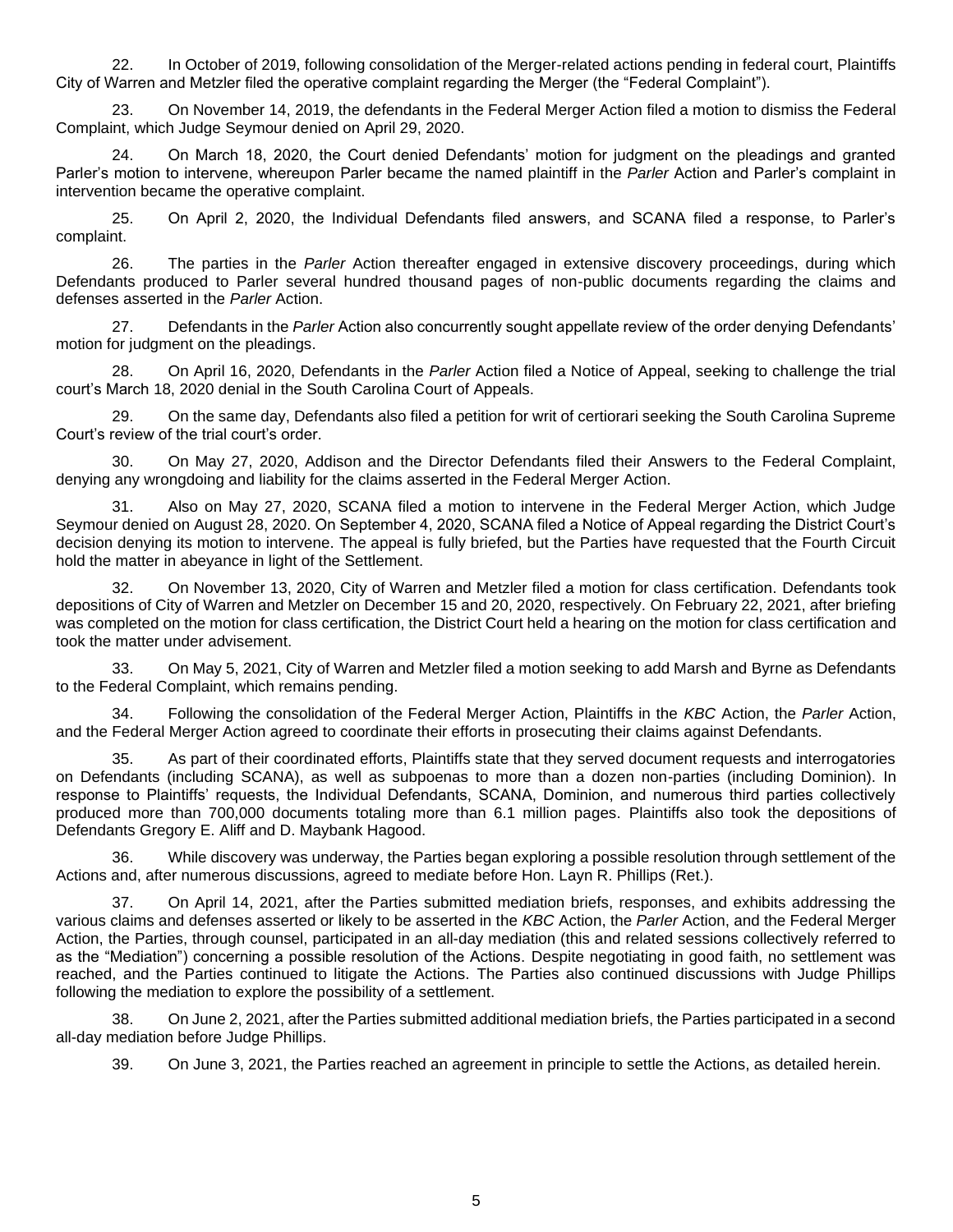22. In October of 2019, following consolidation of the Merger-related actions pending in federal court, Plaintiffs City of Warren and Metzler filed the operative complaint regarding the Merger (the "Federal Complaint").

23. On November 14, 2019, the defendants in the Federal Merger Action filed a motion to dismiss the Federal Complaint, which Judge Seymour denied on April 29, 2020.

24. On March 18, 2020, the Court denied Defendants' motion for judgment on the pleadings and granted Parler's motion to intervene, whereupon Parler became the named plaintiff in the *Parler* Action and Parler's complaint in intervention became the operative complaint.

25. On April 2, 2020, the Individual Defendants filed answers, and SCANA filed a response, to Parler's complaint.

26. The parties in the *Parler* Action thereafter engaged in extensive discovery proceedings, during which Defendants produced to Parler several hundred thousand pages of non-public documents regarding the claims and defenses asserted in the *Parler* Action.

27. Defendants in the *Parler* Action also concurrently sought appellate review of the order denying Defendants' motion for judgment on the pleadings.

28. On April 16, 2020, Defendants in the *Parler* Action filed a Notice of Appeal, seeking to challenge the trial court's March 18, 2020 denial in the South Carolina Court of Appeals.

29. On the same day, Defendants also filed a petition for writ of certiorari seeking the South Carolina Supreme Court's review of the trial court's order.

30. On May 27, 2020, Addison and the Director Defendants filed their Answers to the Federal Complaint, denying any wrongdoing and liability for the claims asserted in the Federal Merger Action.

31. Also on May 27, 2020, SCANA filed a motion to intervene in the Federal Merger Action, which Judge Seymour denied on August 28, 2020. On September 4, 2020, SCANA filed a Notice of Appeal regarding the District Court's decision denying its motion to intervene. The appeal is fully briefed, but the Parties have requested that the Fourth Circuit hold the matter in abeyance in light of the Settlement.

32. On November 13, 2020, City of Warren and Metzler filed a motion for class certification. Defendants took depositions of City of Warren and Metzler on December 15 and 20, 2020, respectively. On February 22, 2021, after briefing was completed on the motion for class certification, the District Court held a hearing on the motion for class certification and took the matter under advisement.

33. On May 5, 2021, City of Warren and Metzler filed a motion seeking to add Marsh and Byrne as Defendants to the Federal Complaint, which remains pending.

34. Following the consolidation of the Federal Merger Action, Plaintiffs in the *KBC* Action, the *Parler* Action, and the Federal Merger Action agreed to coordinate their efforts in prosecuting their claims against Defendants.

35. As part of their coordinated efforts, Plaintiffs state that they served document requests and interrogatories on Defendants (including SCANA), as well as subpoenas to more than a dozen non-parties (including Dominion). In response to Plaintiffs' requests, the Individual Defendants, SCANA, Dominion, and numerous third parties collectively produced more than 700,000 documents totaling more than 6.1 million pages. Plaintiffs also took the depositions of Defendants Gregory E. Aliff and D. Maybank Hagood.

36. While discovery was underway, the Parties began exploring a possible resolution through settlement of the Actions and, after numerous discussions, agreed to mediate before Hon. Layn R. Phillips (Ret.).

37. On April 14, 2021, after the Parties submitted mediation briefs, responses, and exhibits addressing the various claims and defenses asserted or likely to be asserted in the *KBC* Action, the *Parler* Action, and the Federal Merger Action, the Parties, through counsel, participated in an all-day mediation (this and related sessions collectively referred to as the "Mediation") concerning a possible resolution of the Actions. Despite negotiating in good faith, no settlement was reached, and the Parties continued to litigate the Actions. The Parties also continued discussions with Judge Phillips following the mediation to explore the possibility of a settlement.

38. On June 2, 2021, after the Parties submitted additional mediation briefs, the Parties participated in a second all-day mediation before Judge Phillips.

39. On June 3, 2021, the Parties reached an agreement in principle to settle the Actions, as detailed herein.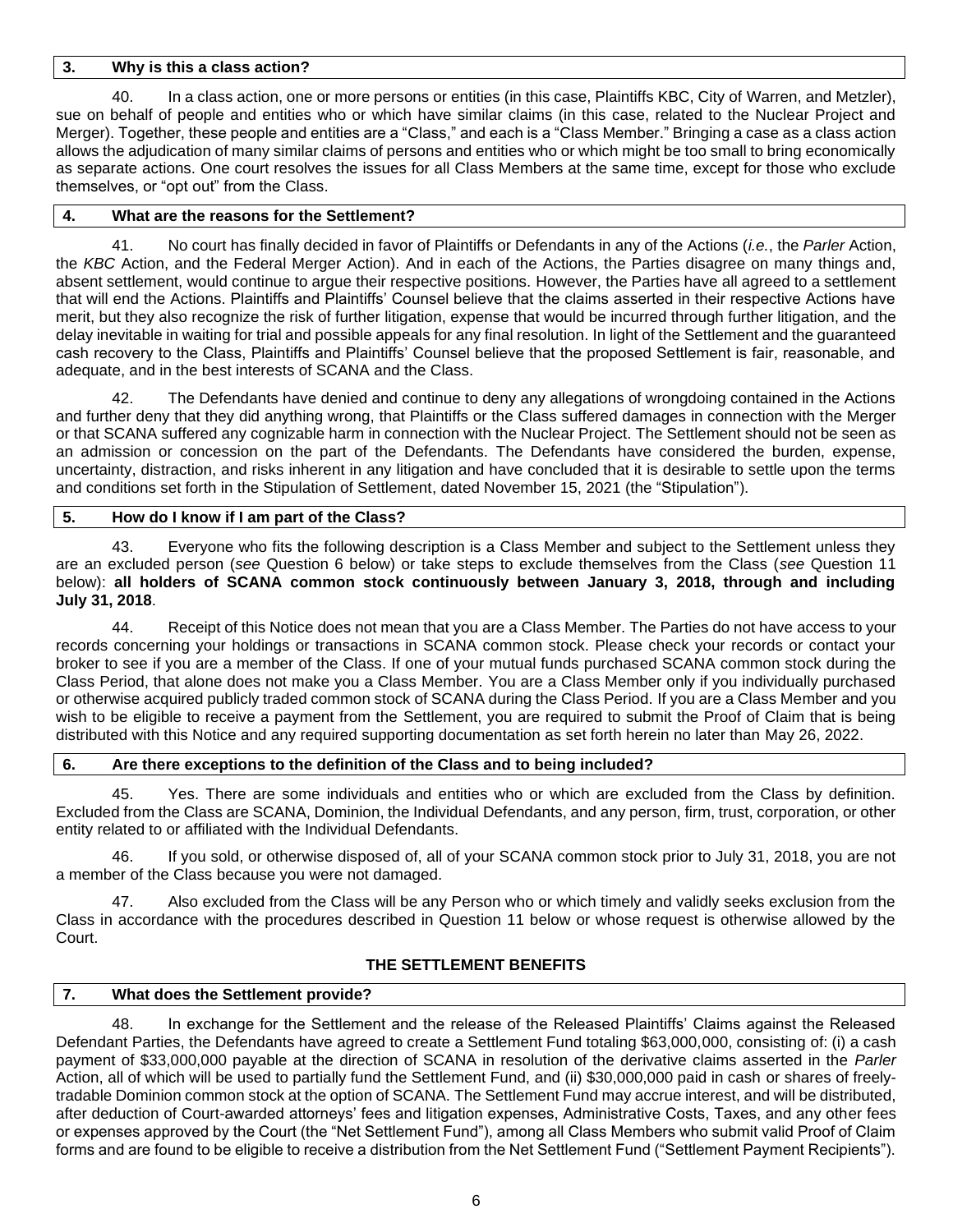### 3. Why is this a class action?

40. In a class action, one or more persons or entities (in this case, Plaintiffs KBC, City of Warren, and Metzler), sue on behalf of people and entities who or which have similar claims (in this case, related to the Nuclear Project and Merger). Together, these people and entities are a "Class," and each is a "Class Member." Bringing a case as a class action allows the adjudication of many similar claims of persons and entities who or which might be too small to bring economically as separate actions. One court resolves the issues for all Class Members at the same time, except for those who exclude themselves, or "opt out" from the Class.

### 4. What are the reasons for the Settlement?

41. No court has finally decided in favor of Plaintiffs or Defendants in any of the Actions (*i.e.*, the *Parler* Action, the *KBC* Action, and the Federal Merger Action). And in each of the Actions, the Parties disagree on many things and, absent settlement, would continue to argue their respective positions. However, the Parties have all agreed to a settlement that will end the Actions. Plaintiffs and Plaintiffs' Counsel believe that the claims asserted in their respective Actions have merit, but they also recognize the risk of further litigation, expense that would be incurred through further litigation, and the delay inevitable in waiting for trial and possible appeals for any final resolution. In light of the Settlement and the guaranteed cash recovery to the Class, Plaintiffs and Plaintiffs' Counsel believe that the proposed Settlement is fair, reasonable, and adequate, and in the best interests of SCANA and the Class.

42. The Defendants have denied and continue to deny any allegations of wrongdoing contained in the Actions and further deny that they did anything wrong, that Plaintiffs or the Class suffered damages in connection with the Merger or that SCANA suffered any cognizable harm in connection with the Nuclear Project. The Settlement should not be seen as an admission or concession on the part of the Defendants. The Defendants have considered the burden, expense, uncertainty, distraction, and risks inherent in any litigation and have concluded that it is desirable to settle upon the terms and conditions set forth in the Stipulation of Settlement, dated November 15, 2021 (the "Stipulation").

### 5. How do I know if I am part of the Class?

43. Everyone who fits the following description is a Class Member and subject to the Settlement unless they are an excluded person (*see* Question 6 below) or take steps to exclude themselves from the Class (*see* Question 11 below): **all holders of SCANA common stock continuously between January 3, 2018, through and including July 31, 2018**.

44. Receipt of this Notice does not mean that you are a Class Member. The Parties do not have access to your records concerning your holdings or transactions in SCANA common stock. Please check your records or contact your broker to see if you are a member of the Class. If one of your mutual funds purchased SCANA common stock during the Class Period, that alone does not make you a Class Member. You are a Class Member only if you individually purchased or otherwise acquired publicly traded common stock of SCANA during the Class Period. If you are a Class Member and you wish to be eligible to receive a payment from the Settlement, you are required to submit the Proof of Claim that is being distributed with this Notice and any required supporting documentation as set forth herein no later than May 26, 2022.

### 6. Are there exceptions to the definition of the Class and to being included?

45. Yes. There are some individuals and entities who or which are excluded from the Class by definition. Excluded from the Class are SCANA, Dominion, the Individual Defendants, and any person, firm, trust, corporation, or other entity related to or affiliated with the Individual Defendants.

46. If you sold, or otherwise disposed of, all of your SCANA common stock prior to July 31, 2018, you are not a member of the Class because you were not damaged.

47. Also excluded from the Class will be any Person who or which timely and validly seeks exclusion from the Class in accordance with the procedures described in Question 11 below or whose request is otherwise allowed by the Court.

## THE SETTLEMENT BENEFITS

### 7. What does the Settlement provide?

48. In exchange for the Settlement and the release of the Released Plaintiffs' Claims against the Released Defendant Parties, the Defendants have agreed to create a Settlement Fund totaling $63,000,000, consisting of: (i) a cash payment of $33,000,000 payable at the direction of SCANA in resolution of the derivative claims asserted in the *Parler* Action, all of which will be used to partially fund the Settlement Fund, and (ii) $30,000,000 paid in cash or shares of freely-tradable Dominion common stock at the option of SCANA. The Settlement Fund may accrue interest, and will be distributed, after deduction of Court-awarded attorneys' fees and litigation expenses, Administrative Costs, Taxes, and any other fees or expenses approved by the Court (the "Net Settlement Fund"), among all Class Members who submit valid Proof of Claim forms and are found to be eligible to receive a distribution from the Net Settlement Fund ("Settlement Payment Recipients").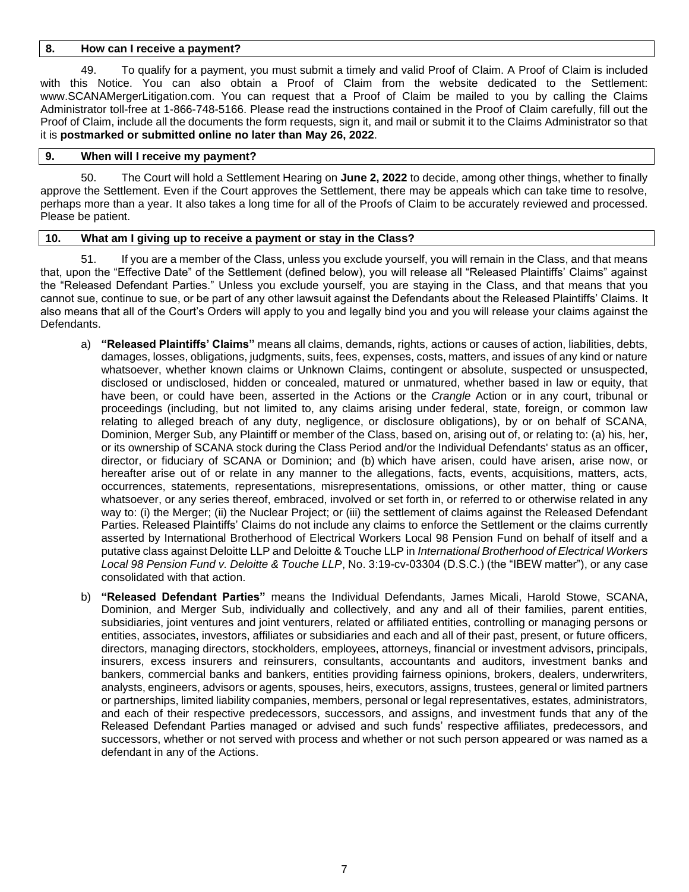## 8. How can I receive a payment?

49. To qualify for a payment, you must submit a timely and valid Proof of Claim. A Proof of Claim is included with this Notice. You can also obtain a Proof of Claim from the website dedicated to the Settlement: www.SCANAMergerLitigation.com. You can request that a Proof of Claim be mailed to you by calling the Claims Administrator toll-free at 1-866-748-5166. Please read the instructions contained in the Proof of Claim carefully, fill out the Proof of Claim, include all the documents the form requests, sign it, and mail or submit it to the Claims Administrator so that it is **postmarked or submitted online no later than May 26, 2022**.

## 9. When will I receive my payment?

50. The Court will hold a Settlement Hearing on **June 2, 2022** to decide, among other things, whether to finally approve the Settlement. Even if the Court approves the Settlement, there may be appeals which can take time to resolve, perhaps more than a year. It also takes a long time for all of the Proofs of Claim to be accurately reviewed and processed. Please be patient.

## 10. What am I giving up to receive a payment or stay in the Class?

51. If you are a member of the Class, unless you exclude yourself, you will remain in the Class, and that means that, upon the "Effective Date" of the Settlement (defined below), you will release all "Released Plaintiffs' Claims" against the "Released Defendant Parties." Unless you exclude yourself, you are staying in the Class, and that means that you cannot sue, continue to sue, or be part of any other lawsuit against the Defendants about the Released Plaintiffs' Claims. It also means that all of the Court's Orders will apply to you and legally bind you and you will release your claims against the Defendants.

a) **"Released Plaintiffs' Claims"** means all claims, demands, rights, actions or causes of action, liabilities, debts, damages, losses, obligations, judgments, suits, fees, expenses, costs, matters, and issues of any kind or nature whatsoever, whether known claims or Unknown Claims, contingent or absolute, suspected or unsuspected, disclosed or undisclosed, hidden or concealed, matured or unmatured, whether based in law or equity, that have been, or could have been, asserted in the Actions or the *Crangle* Action or in any court, tribunal or proceedings (including, but not limited to, any claims arising under federal, state, foreign, or common law relating to alleged breach of any duty, negligence, or disclosure obligations), by or on behalf of SCANA, Dominion, Merger Sub, any Plaintiff or member of the Class, based on, arising out of, or relating to: (a) his, her, or its ownership of SCANA stock during the Class Period and/or the Individual Defendants' status as an officer, director, or fiduciary of SCANA or Dominion; and (b) which have arisen, could have arisen, arise now, or hereafter arise out of or relate in any manner to the allegations, facts, events, acquisitions, matters, acts, occurrences, statements, representations, misrepresentations, omissions, or other matter, thing or cause whatsoever, or any series thereof, embraced, involved or set forth in, or referred to or otherwise related in any way to: (i) the Merger; (ii) the Nuclear Project; or (iii) the settlement of claims against the Released Defendant Parties. Released Plaintiffs' Claims do not include any claims to enforce the Settlement or the claims currently asserted by International Brotherhood of Electrical Workers Local 98 Pension Fund on behalf of itself and a putative class against Deloitte LLP and Deloitte & Touche LLP in *International Brotherhood of Electrical Workers Local 98 Pension Fund v. Deloitte & Touche LLP*, No. 3:19-cv-03304 (D.S.C.) (the "IBEW matter"), or any case consolidated with that action.

b) **"Released Defendant Parties"** means the Individual Defendants, James Micali, Harold Stowe, SCANA, Dominion, and Merger Sub, individually and collectively, and any and all of their families, parent entities, subsidiaries, joint ventures and joint venturers, related or affiliated entities, controlling or managing persons or entities, associates, investors, affiliates or subsidiaries and each and all of their past, present, or future officers, directors, managing directors, stockholders, employees, attorneys, financial or investment advisors, principals, insurers, excess insurers and reinsurers, consultants, accountants and auditors, investment banks and bankers, commercial banks and bankers, entities providing fairness opinions, brokers, dealers, underwriters, analysts, engineers, advisors or agents, spouses, heirs, executors, assigns, trustees, general or limited partners or partnerships, limited liability companies, members, personal or legal representatives, estates, administrators, and each of their respective predecessors, successors, and assigns, and investment funds that any of the Released Defendant Parties managed or advised and such funds' respective affiliates, predecessors, and successors, whether or not served with process and whether or not such person appeared or was named as a defendant in any of the Actions.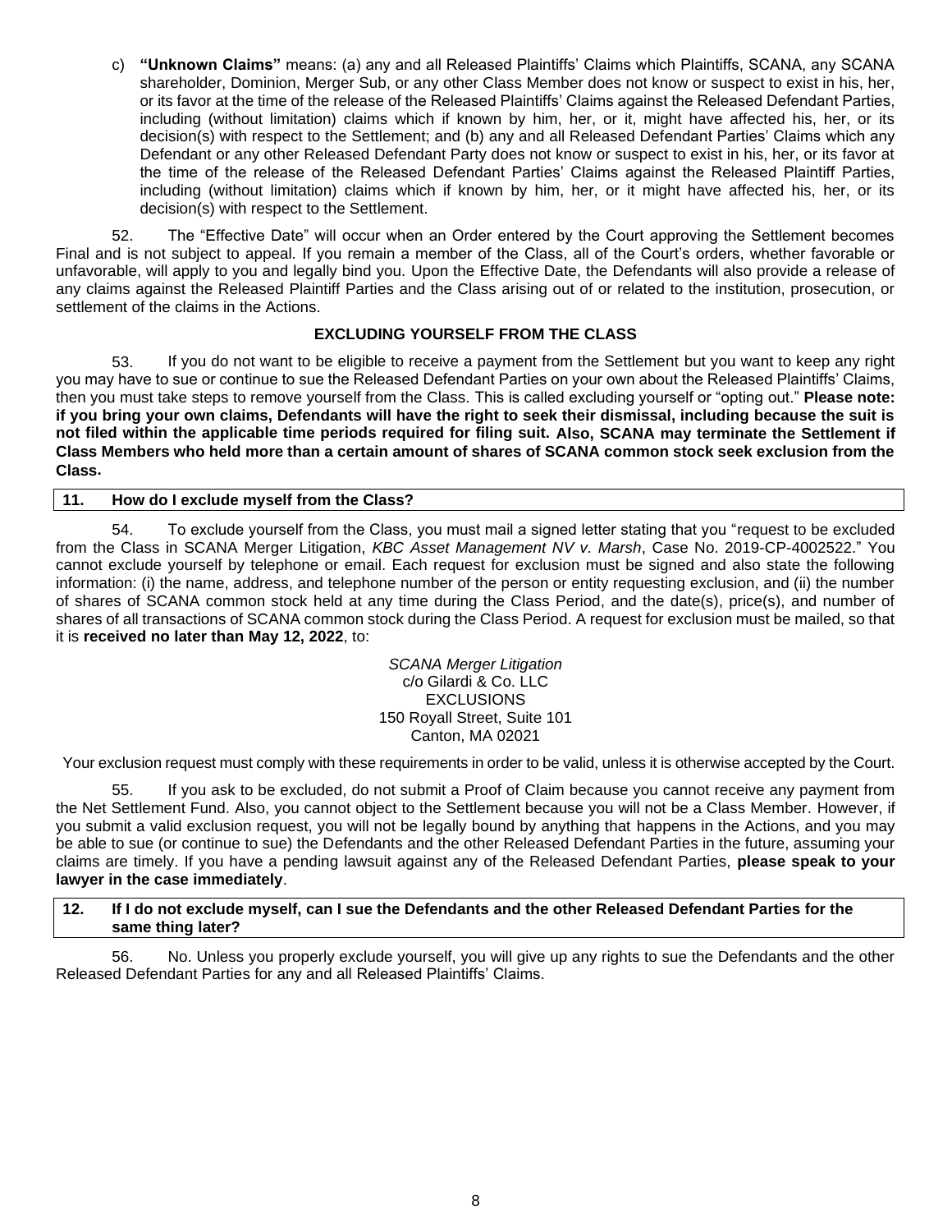c) **"Unknown Claims"** means: (a) any and all Released Plaintiffs' Claims which Plaintiffs, SCANA, any SCANA shareholder, Dominion, Merger Sub, or any other Class Member does not know or suspect to exist in his, her, or its favor at the time of the release of the Released Plaintiffs' Claims against the Released Defendant Parties, including (without limitation) claims which if known by him, her, or it, might have affected his, her, or its decision(s) with respect to the Settlement; and (b) any and all Released Defendant Parties' Claims which any Defendant or any other Released Defendant Party does not know or suspect to exist in his, her, or its favor at the time of the release of the Released Defendant Parties' Claims against the Released Plaintiff Parties, including (without limitation) claims which if known by him, her, or it might have affected his, her, or its decision(s) with respect to the Settlement.

52. The "Effective Date" will occur when an Order entered by the Court approving the Settlement becomes Final and is not subject to appeal. If you remain a member of the Class, all of the Court's orders, whether favorable or unfavorable, will apply to you and legally bind you. Upon the Effective Date, the Defendants will also provide a release of any claims against the Released Plaintiff Parties and the Class arising out of or related to the institution, prosecution, or settlement of the claims in the Actions.

## EXCLUDING YOURSELF FROM THE CLASS

53. If you do not want to be eligible to receive a payment from the Settlement but you want to keep any right you may have to sue or continue to sue the Released Defendant Parties on your own about the Released Plaintiffs' Claims, then you must take steps to remove yourself from the Class. This is called excluding yourself or "opting out." **Please note: if you bring your own claims, Defendants will have the right to seek their dismissal, including because the suit is not filed within the applicable time periods required for filing suit. Also, SCANA may terminate the Settlement if Class Members who held more than a certain amount of shares of SCANA common stock seek exclusion from the Class.**

### 11. How do I exclude myself from the Class?

54. To exclude yourself from the Class, you must mail a signed letter stating that you "request to be excluded from the Class in SCANA Merger Litigation, *KBC Asset Management NV v. Marsh*, Case No. 2019-CP-4002522." You cannot exclude yourself by telephone or email. Each request for exclusion must be signed and also state the following information: (i) the name, address, and telephone number of the person or entity requesting exclusion, and (ii) the number of shares of SCANA common stock held at any time during the Class Period, and the date(s), price(s), and number of shares of all transactions of SCANA common stock during the Class Period. A request for exclusion must be mailed, so that it is **received no later than May 12, 2022**, to:

*SCANA Merger Litigation*
c/o Gilardi & Co. LLC
EXCLUSIONS
150 Royall Street, Suite 101
Canton, MA 02021

Your exclusion request must comply with these requirements in order to be valid, unless it is otherwise accepted by the Court.

55. If you ask to be excluded, do not submit a Proof of Claim because you cannot receive any payment from the Net Settlement Fund. Also, you cannot object to the Settlement because you will not be a Class Member. However, if you submit a valid exclusion request, you will not be legally bound by anything that happens in the Actions, and you may be able to sue (or continue to sue) the Defendants and the other Released Defendant Parties in the future, assuming your claims are timely. If you have a pending lawsuit against any of the Released Defendant Parties, **please speak to your lawyer in the case immediately**.

### 12. If I do not exclude myself, can I sue the Defendants and the other Released Defendant Parties for the same thing later?

56. No. Unless you properly exclude yourself, you will give up any rights to sue the Defendants and the other Released Defendant Parties for any and all Released Plaintiffs' Claims.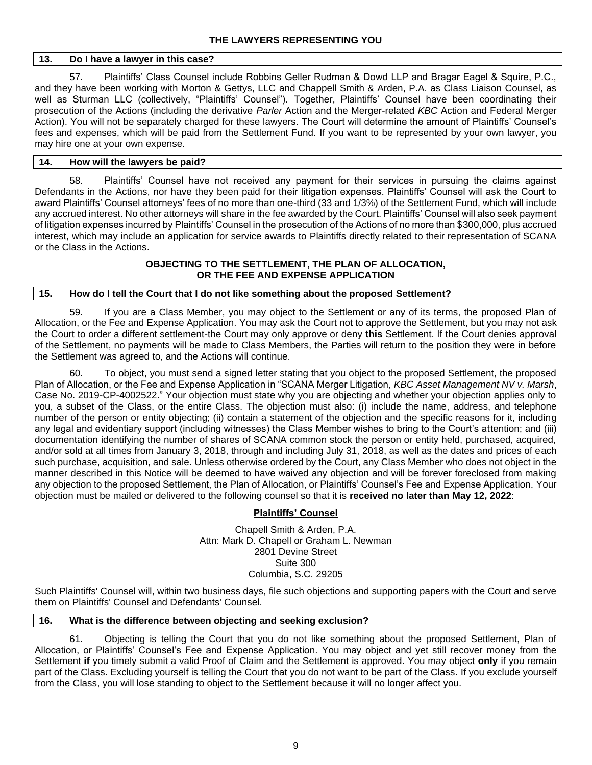## THE LAWYERS REPRESENTING YOU

### 13. Do I have a lawyer in this case?

57. Plaintiffs' Class Counsel include Robbins Geller Rudman & Dowd LLP and Bragar Eagel & Squire, P.C., and they have been working with Morton & Gettys, LLC and Chappell Smith & Arden, P.A. as Class Liaison Counsel, as well as Sturman LLC (collectively, "Plaintiffs' Counsel"). Together, Plaintiffs' Counsel have been coordinating their prosecution of the Actions (including the derivative *Parler* Action and the Merger-related *KBC* Action and Federal Merger Action). You will not be separately charged for these lawyers. The Court will determine the amount of Plaintiffs' Counsel's fees and expenses, which will be paid from the Settlement Fund. If you want to be represented by your own lawyer, you may hire one at your own expense.

### 14. How will the lawyers be paid?

58. Plaintiffs' Counsel have not received any payment for their services in pursuing the claims against Defendants in the Actions, nor have they been paid for their litigation expenses. Plaintiffs' Counsel will ask the Court to award Plaintiffs' Counsel attorneys' fees of no more than one-third (33 and 1/3%) of the Settlement Fund, which will include any accrued interest. No other attorneys will share in the fee awarded by the Court. Plaintiffs' Counsel will also seek payment of litigation expenses incurred by Plaintiffs' Counsel in the prosecution of the Actions of no more than $300,000, plus accrued interest, which may include an application for service awards to Plaintiffs directly related to their representation of SCANA or the Class in the Actions.

## OBJECTING TO THE SETTLEMENT, THE PLAN OF ALLOCATION, OR THE FEE AND EXPENSE APPLICATION

### 15. How do I tell the Court that I do not like something about the proposed Settlement?

59. If you are a Class Member, you may object to the Settlement or any of its terms, the proposed Plan of Allocation, or the Fee and Expense Application. You may ask the Court not to approve the Settlement, but you may not ask the Court to order a different settlement-the Court may only approve or deny **this** Settlement. If the Court denies approval of the Settlement, no payments will be made to Class Members, the Parties will return to the position they were in before the Settlement was agreed to, and the Actions will continue.

60. To object, you must send a signed letter stating that you object to the proposed Settlement, the proposed Plan of Allocation, or the Fee and Expense Application in "SCANA Merger Litigation, *KBC Asset Management NV v. Marsh*, Case No. 2019-CP-4002522." Your objection must state why you are objecting and whether your objection applies only to you, a subset of the Class, or the entire Class. The objection must also: (i) include the name, address, and telephone number of the person or entity objecting; (ii) contain a statement of the objection and the specific reasons for it, including any legal and evidentiary support (including witnesses) the Class Member wishes to bring to the Court's attention; and (iii) documentation identifying the number of shares of SCANA common stock the person or entity held, purchased, acquired, and/or sold at all times from January 3, 2018, through and including July 31, 2018, as well as the dates and prices of each such purchase, acquisition, and sale. Unless otherwise ordered by the Court, any Class Member who does not object in the manner described in this Notice will be deemed to have waived any objection and will be forever foreclosed from making any objection to the proposed Settlement, the Plan of Allocation, or Plaintiffs' Counsel's Fee and Expense Application. Your objection must be mailed or delivered to the following counsel so that it is **received no later than May 12, 2022**:

**Plaintiffs' Counsel**

Chapell Smith & Arden, P.A.
Attn: Mark D. Chapell or Graham L. Newman
2801 Devine Street
Suite 300
Columbia, S.C. 29205

Such Plaintiffs' Counsel will, within two business days, file such objections and supporting papers with the Court and serve them on Plaintiffs' Counsel and Defendants' Counsel.

### 16. What is the difference between objecting and seeking exclusion?

61. Objecting is telling the Court that you do not like something about the proposed Settlement, Plan of Allocation, or Plaintiffs' Counsel's Fee and Expense Application. You may object and yet still recover money from the Settlement **if** you timely submit a valid Proof of Claim and the Settlement is approved. You may object **only** if you remain part of the Class. Excluding yourself is telling the Court that you do not want to be part of the Class. If you exclude yourself from the Class, you will lose standing to object to the Settlement because it will no longer affect you.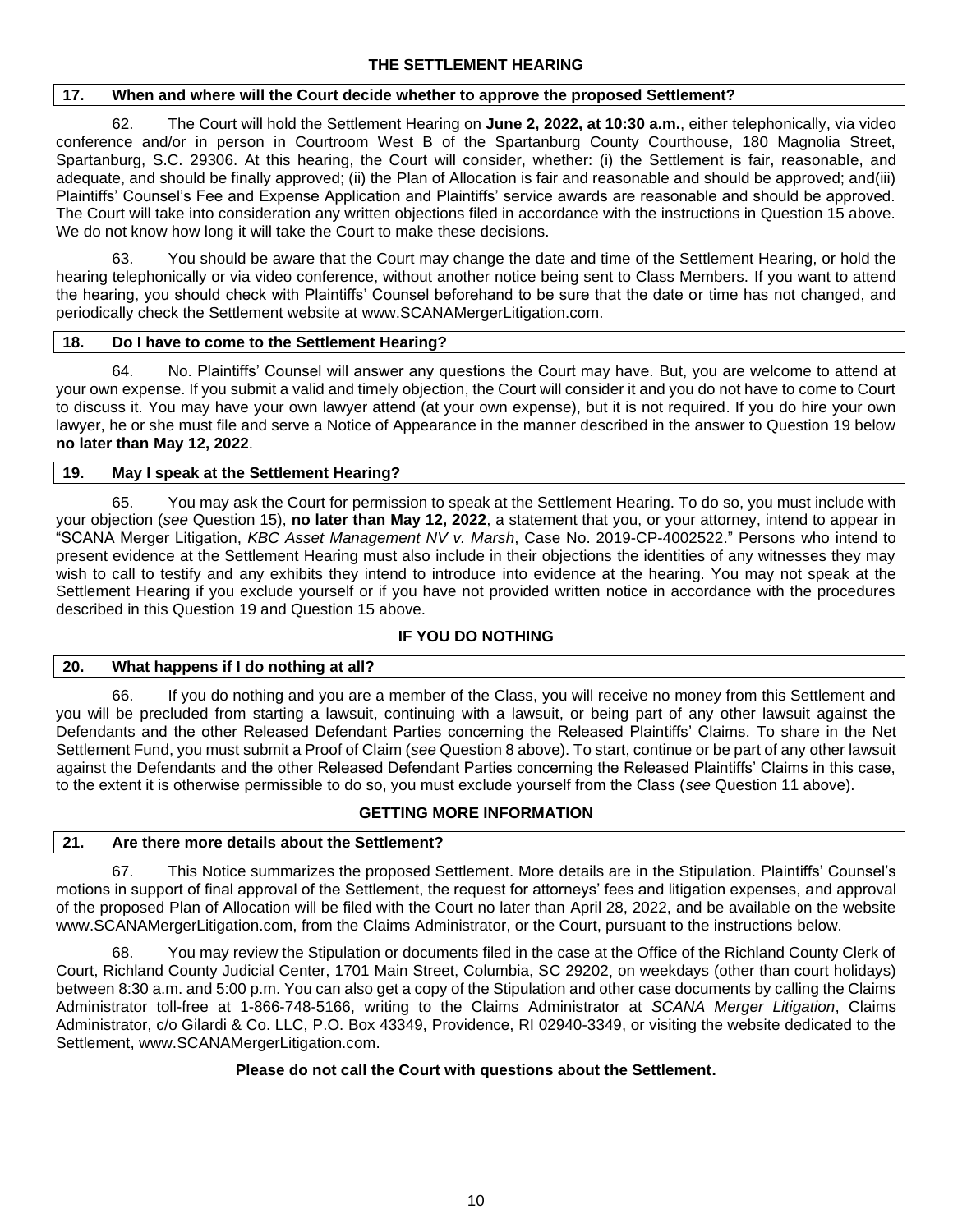## THE SETTLEMENT HEARING

### 17. When and where will the Court decide whether to approve the proposed Settlement?

62. The Court will hold the Settlement Hearing on **June 2, 2022, at 10:30 a.m.**, either telephonically, via video conference and/or in person in Courtroom West B of the Spartanburg County Courthouse, 180 Magnolia Street, Spartanburg, S.C. 29306. At this hearing, the Court will consider, whether: (i) the Settlement is fair, reasonable, and adequate, and should be finally approved; (ii) the Plan of Allocation is fair and reasonable and should be approved; and(iii) Plaintiffs' Counsel's Fee and Expense Application and Plaintiffs' service awards are reasonable and should be approved. The Court will take into consideration any written objections filed in accordance with the instructions in Question 15 above. We do not know how long it will take the Court to make these decisions.

63. You should be aware that the Court may change the date and time of the Settlement Hearing, or hold the hearing telephonically or via video conference, without another notice being sent to Class Members. If you want to attend the hearing, you should check with Plaintiffs' Counsel beforehand to be sure that the date or time has not changed, and periodically check the Settlement website at www.SCANAMergerLitigation.com.

### 18. Do I have to come to the Settlement Hearing?

64. No. Plaintiffs' Counsel will answer any questions the Court may have. But, you are welcome to attend at your own expense. If you submit a valid and timely objection, the Court will consider it and you do not have to come to Court to discuss it. You may have your own lawyer attend (at your own expense), but it is not required. If you do hire your own lawyer, he or she must file and serve a Notice of Appearance in the manner described in the answer to Question 19 below **no later than May 12, 2022**.

### 19. May I speak at the Settlement Hearing?

65. You may ask the Court for permission to speak at the Settlement Hearing. To do so, you must include with your objection (*see* Question 15), **no later than May 12, 2022**, a statement that you, or your attorney, intend to appear in "SCANA Merger Litigation, *KBC Asset Management NV v. Marsh*, Case No. 2019-CP-4002522." Persons who intend to present evidence at the Settlement Hearing must also include in their objections the identities of any witnesses they may wish to call to testify and any exhibits they intend to introduce into evidence at the hearing. You may not speak at the Settlement Hearing if you exclude yourself or if you have not provided written notice in accordance with the procedures described in this Question 19 and Question 15 above.

## IF YOU DO NOTHING

### 20. What happens if I do nothing at all?

66. If you do nothing and you are a member of the Class, you will receive no money from this Settlement and you will be precluded from starting a lawsuit, continuing with a lawsuit, or being part of any other lawsuit against the Defendants and the other Released Defendant Parties concerning the Released Plaintiffs' Claims. To share in the Net Settlement Fund, you must submit a Proof of Claim (*see* Question 8 above). To start, continue or be part of any other lawsuit against the Defendants and the other Released Defendant Parties concerning the Released Plaintiffs' Claims in this case, to the extent it is otherwise permissible to do so, you must exclude yourself from the Class (*see* Question 11 above).

## GETTING MORE INFORMATION

### 21. Are there more details about the Settlement?

67. This Notice summarizes the proposed Settlement. More details are in the Stipulation. Plaintiffs' Counsel's motions in support of final approval of the Settlement, the request for attorneys' fees and litigation expenses, and approval of the proposed Plan of Allocation will be filed with the Court no later than April 28, 2022, and be available on the website www.SCANAMergerLitigation.com, from the Claims Administrator, or the Court, pursuant to the instructions below.

68. You may review the Stipulation or documents filed in the case at the Office of the Richland County Clerk of Court, Richland County Judicial Center, 1701 Main Street, Columbia, SC 29202, on weekdays (other than court holidays) between 8:30 a.m. and 5:00 p.m. You can also get a copy of the Stipulation and other case documents by calling the Claims Administrator toll-free at 1-866-748-5166, writing to the Claims Administrator at *SCANA Merger Litigation*, Claims Administrator, c/o Gilardi & Co. LLC, P.O. Box 43349, Providence, RI 02940-3349, or visiting the website dedicated to the Settlement, www.SCANAMergerLitigation.com.

**Please do not call the Court with questions about the Settlement.**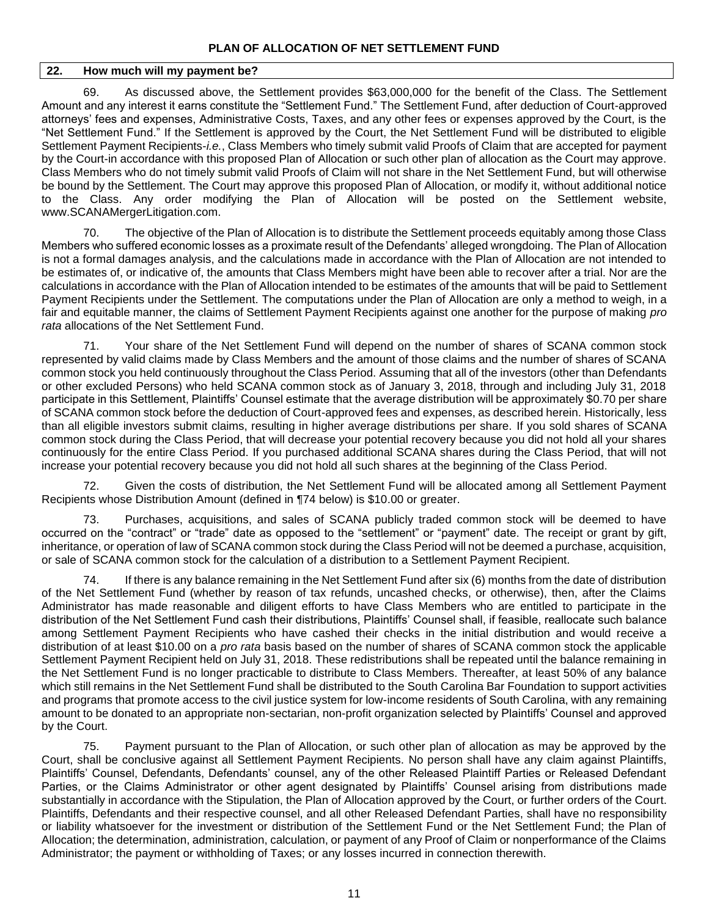## PLAN OF ALLOCATION OF NET SETTLEMENT FUND

### 22. How much will my payment be?

69. As discussed above, the Settlement provides $63,000,000 for the benefit of the Class. The Settlement Amount and any interest it earns constitute the "Settlement Fund." The Settlement Fund, after deduction of Court-approved attorneys' fees and expenses, Administrative Costs, Taxes, and any other fees or expenses approved by the Court, is the "Net Settlement Fund." If the Settlement is approved by the Court, the Net Settlement Fund will be distributed to eligible Settlement Payment Recipients-*i.e.*, Class Members who timely submit valid Proofs of Claim that are accepted for payment by the Court-in accordance with this proposed Plan of Allocation or such other plan of allocation as the Court may approve. Class Members who do not timely submit valid Proofs of Claim will not share in the Net Settlement Fund, but will otherwise be bound by the Settlement. The Court may approve this proposed Plan of Allocation, or modify it, without additional notice to the Class. Any order modifying the Plan of Allocation will be posted on the Settlement website, www.SCANAMergerLitigation.com.

70. The objective of the Plan of Allocation is to distribute the Settlement proceeds equitably among those Class Members who suffered economic losses as a proximate result of the Defendants' alleged wrongdoing. The Plan of Allocation is not a formal damages analysis, and the calculations made in accordance with the Plan of Allocation are not intended to be estimates of, or indicative of, the amounts that Class Members might have been able to recover after a trial. Nor are the calculations in accordance with the Plan of Allocation intended to be estimates of the amounts that will be paid to Settlement Payment Recipients under the Settlement. The computations under the Plan of Allocation are only a method to weigh, in a fair and equitable manner, the claims of Settlement Payment Recipients against one another for the purpose of making *pro rata* allocations of the Net Settlement Fund.

71. Your share of the Net Settlement Fund will depend on the number of shares of SCANA common stock represented by valid claims made by Class Members and the amount of those claims and the number of shares of SCANA common stock you held continuously throughout the Class Period. Assuming that all of the investors (other than Defendants or other excluded Persons) who held SCANA common stock as of January 3, 2018, through and including July 31, 2018 participate in this Settlement, Plaintiffs' Counsel estimate that the average distribution will be approximately $0.70 per share of SCANA common stock before the deduction of Court-approved fees and expenses, as described herein. Historically, less than all eligible investors submit claims, resulting in higher average distributions per share. If you sold shares of SCANA common stock during the Class Period, that will decrease your potential recovery because you did not hold all your shares continuously for the entire Class Period. If you purchased additional SCANA shares during the Class Period, that will not increase your potential recovery because you did not hold all such shares at the beginning of the Class Period.

72. Given the costs of distribution, the Net Settlement Fund will be allocated among all Settlement Payment Recipients whose Distribution Amount (defined in ¶74 below) is $10.00 or greater.

73. Purchases, acquisitions, and sales of SCANA publicly traded common stock will be deemed to have occurred on the "contract" or "trade" date as opposed to the "settlement" or "payment" date. The receipt or grant by gift, inheritance, or operation of law of SCANA common stock during the Class Period will not be deemed a purchase, acquisition, or sale of SCANA common stock for the calculation of a distribution to a Settlement Payment Recipient.

74. If there is any balance remaining in the Net Settlement Fund after six (6) months from the date of distribution of the Net Settlement Fund (whether by reason of tax refunds, uncashed checks, or otherwise), then, after the Claims Administrator has made reasonable and diligent efforts to have Class Members who are entitled to participate in the distribution of the Net Settlement Fund cash their distributions, Plaintiffs' Counsel shall, if feasible, reallocate such balance among Settlement Payment Recipients who have cashed their checks in the initial distribution and would receive a distribution of at least $10.00 on a *pro rata* basis based on the number of shares of SCANA common stock the applicable Settlement Payment Recipient held on July 31, 2018. These redistributions shall be repeated until the balance remaining in the Net Settlement Fund is no longer practicable to distribute to Class Members. Thereafter, at least 50% of any balance which still remains in the Net Settlement Fund shall be distributed to the South Carolina Bar Foundation to support activities and programs that promote access to the civil justice system for low-income residents of South Carolina, with any remaining amount to be donated to an appropriate non-sectarian, non-profit organization selected by Plaintiffs' Counsel and approved by the Court.

75. Payment pursuant to the Plan of Allocation, or such other plan of allocation as may be approved by the Court, shall be conclusive against all Settlement Payment Recipients. No person shall have any claim against Plaintiffs, Plaintiffs' Counsel, Defendants, Defendants' counsel, any of the other Released Plaintiff Parties or Released Defendant Parties, or the Claims Administrator or other agent designated by Plaintiffs' Counsel arising from distributions made substantially in accordance with the Stipulation, the Plan of Allocation approved by the Court, or further orders of the Court. Plaintiffs, Defendants and their respective counsel, and all other Released Defendant Parties, shall have no responsibility or liability whatsoever for the investment or distribution of the Settlement Fund or the Net Settlement Fund; the Plan of Allocation; the determination, administration, calculation, or payment of any Proof of Claim or nonperformance of the Claims Administrator; the payment or withholding of Taxes; or any losses incurred in connection therewith.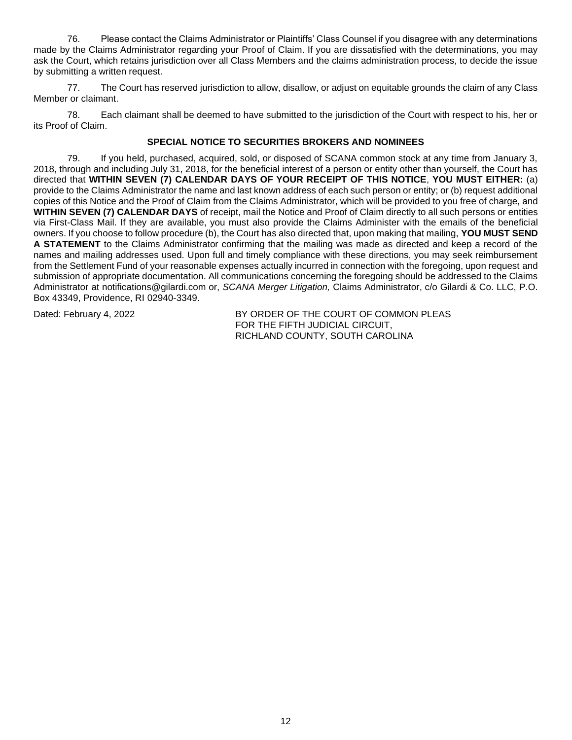76. Please contact the Claims Administrator or Plaintiffs' Class Counsel if you disagree with any determinations made by the Claims Administrator regarding your Proof of Claim. If you are dissatisfied with the determinations, you may ask the Court, which retains jurisdiction over all Class Members and the claims administration process, to decide the issue by submitting a written request.

77. The Court has reserved jurisdiction to allow, disallow, or adjust on equitable grounds the claim of any Class Member or claimant.

78. Each claimant shall be deemed to have submitted to the jurisdiction of the Court with respect to his, her or its Proof of Claim.

### SPECIAL NOTICE TO SECURITIES BROKERS AND NOMINEES

79. If you held, purchased, acquired, sold, or disposed of SCANA common stock at any time from January 3, 2018, through and including July 31, 2018, for the beneficial interest of a person or entity other than yourself, the Court has directed that **WITHIN SEVEN (7) CALENDAR DAYS OF YOUR RECEIPT OF THIS NOTICE**, **YOU MUST EITHER:** (a) provide to the Claims Administrator the name and last known address of each such person or entity; or (b) request additional copies of this Notice and the Proof of Claim from the Claims Administrator, which will be provided to you free of charge, and **WITHIN SEVEN (7) CALENDAR DAYS** of receipt, mail the Notice and Proof of Claim directly to all such persons or entities via First-Class Mail. If they are available, you must also provide the Claims Administer with the emails of the beneficial owners. If you choose to follow procedure (b), the Court has also directed that, upon making that mailing, **YOU MUST SEND A STATEMENT** to the Claims Administrator confirming that the mailing was made as directed and keep a record of the names and mailing addresses used. Upon full and timely compliance with these directions, you may seek reimbursement from the Settlement Fund of your reasonable expenses actually incurred in connection with the foregoing, upon request and submission of appropriate documentation. All communications concerning the foregoing should be addressed to the Claims Administrator at notifications@gilardi.com or, *SCANA Merger Litigation,* Claims Administrator, c/o Gilardi & Co. LLC, P.O. Box 43349, Providence, RI 02940-3349.

Dated: February 4, 2022

BY ORDER OF THE COURT OF COMMON PLEAS
FOR THE FIFTH JUDICIAL CIRCUIT,
RICHLAND COUNTY, SOUTH CAROLINA